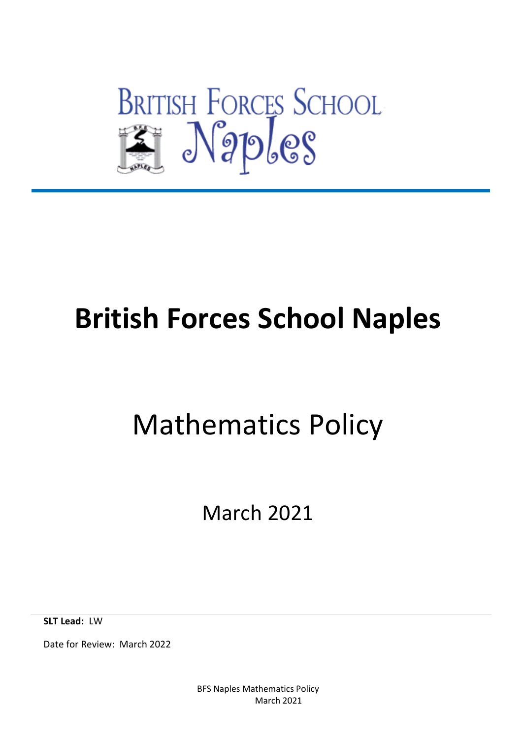BRITISH FORCES SCHOOL Naples

# British Forces School Naples

## Mathematics Policy

March 2021

**SLT Lead:** LW

Date for Review: March 2022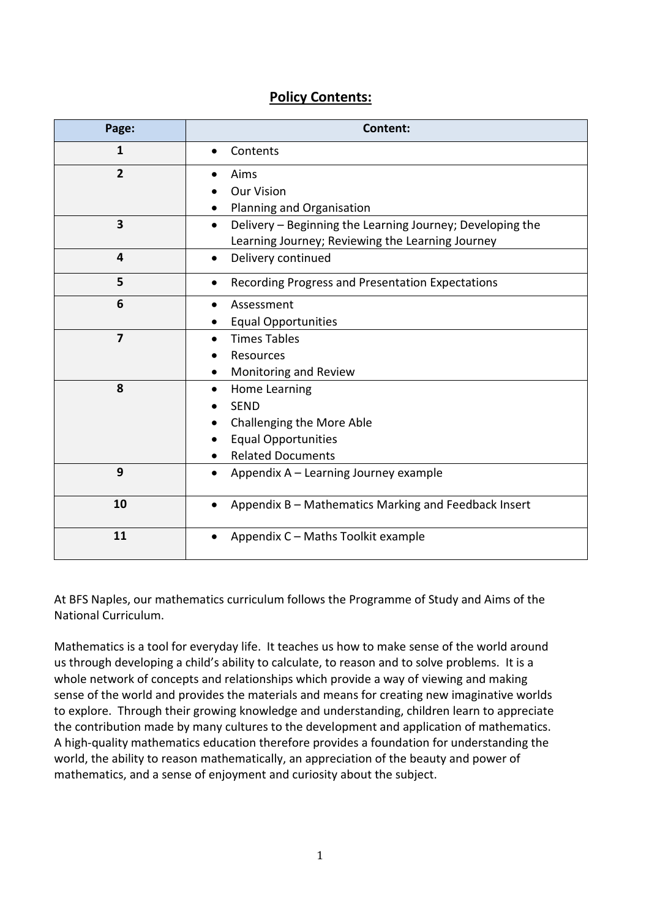## Policy Contents:

| Page: | Content: |
| --- | --- |
| 1 | • Contents |
| 2 | • Aims<br>• Our Vision<br>• Planning and Organisation |
| 3 | • Delivery – Beginning the Learning Journey; Developing the Learning Journey; Reviewing the Learning Journey |
| 4 | • Delivery continued |
| 5 | • Recording Progress and Presentation Expectations |
| 6 | • Assessment<br>• Equal Opportunities |
| 7 | • Times Tables<br>• Resources<br>• Monitoring and Review |
| 8 | • Home Learning<br>• SEND<br>• Challenging the More Able<br>• Equal Opportunities<br>• Related Documents |
| 9 | • Appendix A – Learning Journey example |
| 10 | • Appendix B – Mathematics Marking and Feedback Insert |
| 11 | • Appendix C – Maths Toolkit example |

At BFS Naples, our mathematics curriculum follows the Programme of Study and Aims of the National Curriculum.

Mathematics is a tool for everyday life. It teaches us how to make sense of the world around us through developing a child's ability to calculate, to reason and to solve problems. It is a whole network of concepts and relationships which provide a way of viewing and making sense of the world and provides the materials and means for creating new imaginative worlds to explore. Through their growing knowledge and understanding, children learn to appreciate the contribution made by many cultures to the development and application of mathematics. A high-quality mathematics education therefore provides a foundation for understanding the world, the ability to reason mathematically, an appreciation of the beauty and power of mathematics, and a sense of enjoyment and curiosity about the subject.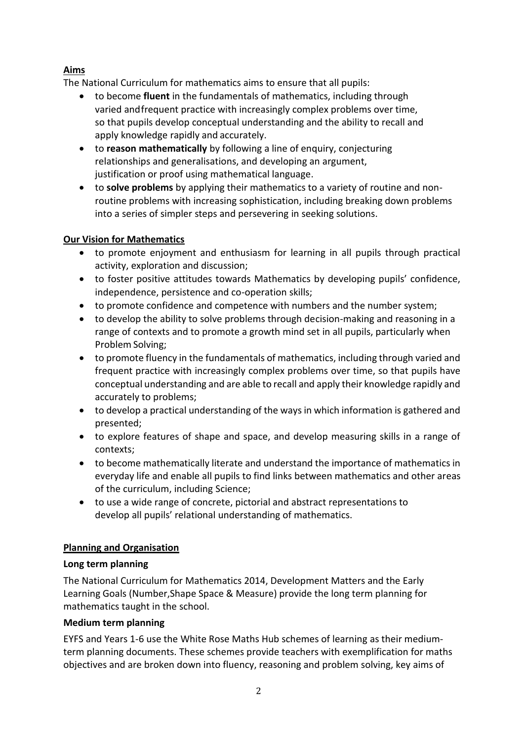**Aims**

The National Curriculum for mathematics aims to ensure that all pupils:

- to become **fluent** in the fundamentals of mathematics, including through varied and frequent practice with increasingly complex problems over time, so that pupils develop conceptual understanding and the ability to recall and apply knowledge rapidly and accurately.
- to **reason mathematically** by following a line of enquiry, conjecturing relationships and generalisations, and developing an argument, justification or proof using mathematical language.
- to **solve problems** by applying their mathematics to a variety of routine and non-routine problems with increasing sophistication, including breaking down problems into a series of simpler steps and persevering in seeking solutions.

**Our Vision for Mathematics**

- to promote enjoyment and enthusiasm for learning in all pupils through practical activity, exploration and discussion;
- to foster positive attitudes towards Mathematics by developing pupils' confidence, independence, persistence and co-operation skills;
- to promote confidence and competence with numbers and the number system;
- to develop the ability to solve problems through decision-making and reasoning in a range of contexts and to promote a growth mind set in all pupils, particularly when Problem Solving;
- to promote fluency in the fundamentals of mathematics, including through varied and frequent practice with increasingly complex problems over time, so that pupils have conceptual understanding and are able to recall and apply their knowledge rapidly and accurately to problems;
- to develop a practical understanding of the ways in which information is gathered and presented;
- to explore features of shape and space, and develop measuring skills in a range of contexts;
- to become mathematically literate and understand the importance of mathematics in everyday life and enable all pupils to find links between mathematics and other areas of the curriculum, including Science;
- to use a wide range of concrete, pictorial and abstract representations to develop all pupils' relational understanding of mathematics.

**Planning and Organisation**

**Long term planning**

The National Curriculum for Mathematics 2014, Development Matters and the Early Learning Goals (Number,Shape Space & Measure) provide the long term planning for mathematics taught in the school.

**Medium term planning**

EYFS and Years 1-6 use the White Rose Maths Hub schemes of learning as their medium-term planning documents. These schemes provide teachers with exemplification for maths objectives and are broken down into fluency, reasoning and problem solving, key aims of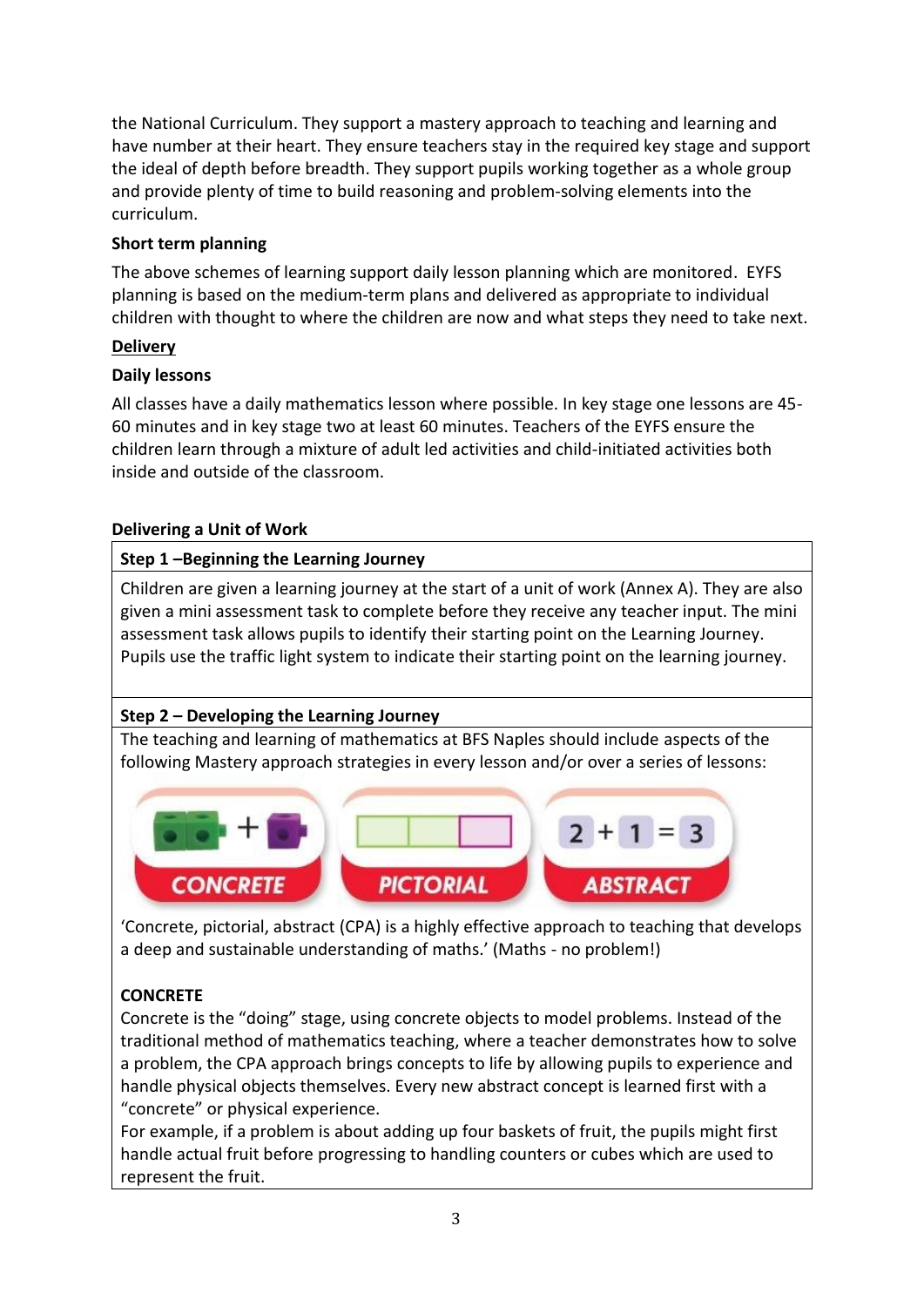the National Curriculum. They support a mastery approach to teaching and learning and have number at their heart. They ensure teachers stay in the required key stage and support the ideal of depth before breadth. They support pupils working together as a whole group and provide plenty of time to build reasoning and problem-solving elements into the curriculum.

**Short term planning**

The above schemes of learning support daily lesson planning which are monitored. EYFS planning is based on the medium-term plans and delivered as appropriate to individual children with thought to where the children are now and what steps they need to take next.

**Delivery**

**Daily lessons**

All classes have a daily mathematics lesson where possible. In key stage one lessons are 45-60 minutes and in key stage two at least 60 minutes. Teachers of the EYFS ensure the children learn through a mixture of adult led activities and child-initiated activities both inside and outside of the classroom.

**Delivering a Unit of Work**

**Step 1 –Beginning the Learning Journey**

Children are given a learning journey at the start of a unit of work (Annex A). They are also given a mini assessment task to complete before they receive any teacher input. The mini assessment task allows pupils to identify their starting point on the Learning Journey. Pupils use the traffic light system to indicate their starting point on the learning journey.

**Step 2 – Developing the Learning Journey**

The teaching and learning of mathematics at BFS Naples should include aspects of the following Mastery approach strategies in every lesson and/or over a series of lessons:

CONCRETE | PICTORIAL | ABSTRACT ($2 + 1 = 3$)

'Concrete, pictorial, abstract (CPA) is a highly effective approach to teaching that develops a deep and sustainable understanding of maths.' (Maths - no problem!)

**CONCRETE**

Concrete is the "doing" stage, using concrete objects to model problems. Instead of the traditional method of mathematics teaching, where a teacher demonstrates how to solve a problem, the CPA approach brings concepts to life by allowing pupils to experience and handle physical objects themselves. Every new abstract concept is learned first with a "concrete" or physical experience.

For example, if a problem is about adding up four baskets of fruit, the pupils might first handle actual fruit before progressing to handling counters or cubes which are used to represent the fruit.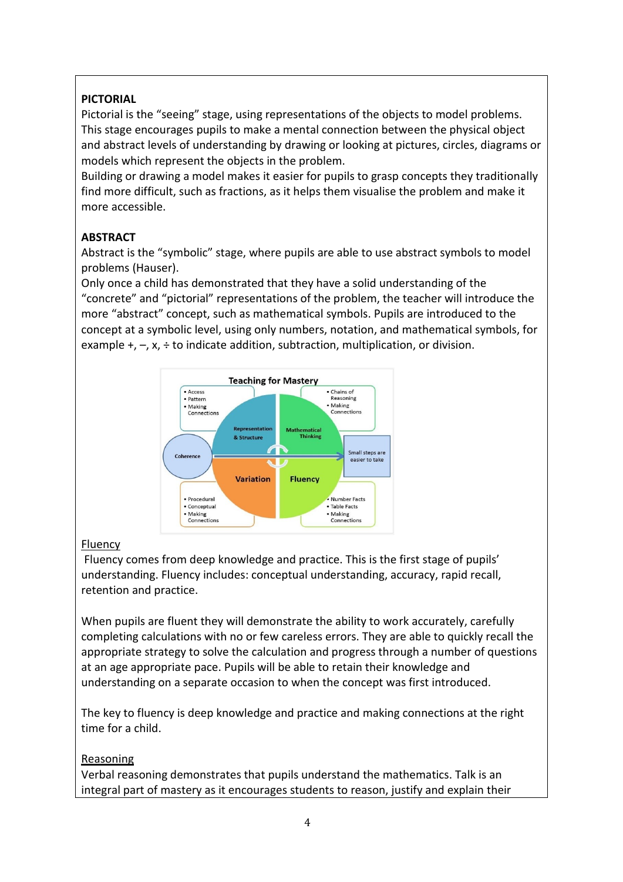**PICTORIAL**

Pictorial is the "seeing" stage, using representations of the objects to model problems. This stage encourages pupils to make a mental connection between the physical object and abstract levels of understanding by drawing or looking at pictures, circles, diagrams or models which represent the objects in the problem.

Building or drawing a model makes it easier for pupils to grasp concepts they traditionally find more difficult, such as fractions, as it helps them visualise the problem and make it more accessible.

**ABSTRACT**

Abstract is the "symbolic" stage, where pupils are able to use abstract symbols to model problems (Hauser).

Only once a child has demonstrated that they have a solid understanding of the "concrete" and "pictorial" representations of the problem, the teacher will introduce the more "abstract" concept, such as mathematical symbols. Pupils are introduced to the concept at a symbolic level, using only numbers, notation, and mathematical symbols, for example +, –, x, ÷ to indicate addition, subtraction, multiplication, or division.

Teaching for Mastery

- Access
- Pattern
- Making Connections

Representation & Structure

Mathematical Thinking

- Chains of Reasoning
- Making Connections

Coherence

Small steps are easier to take

Variation

Fluency

- Procedural
- Conceptual
- Making Connections

- Number Facts
- Table Facts
- Making Connections

<u>Fluency</u>

Fluency comes from deep knowledge and practice. This is the first stage of pupils' understanding. Fluency includes: conceptual understanding, accuracy, rapid recall, retention and practice.

When pupils are fluent they will demonstrate the ability to work accurately, carefully completing calculations with no or few careless errors. They are able to quickly recall the appropriate strategy to solve the calculation and progress through a number of questions at an age appropriate pace. Pupils will be able to retain their knowledge and understanding on a separate occasion to when the concept was first introduced.

The key to fluency is deep knowledge and practice and making connections at the right time for a child.

<u>Reasoning</u>

Verbal reasoning demonstrates that pupils understand the mathematics. Talk is an integral part of mastery as it encourages students to reason, justify and explain their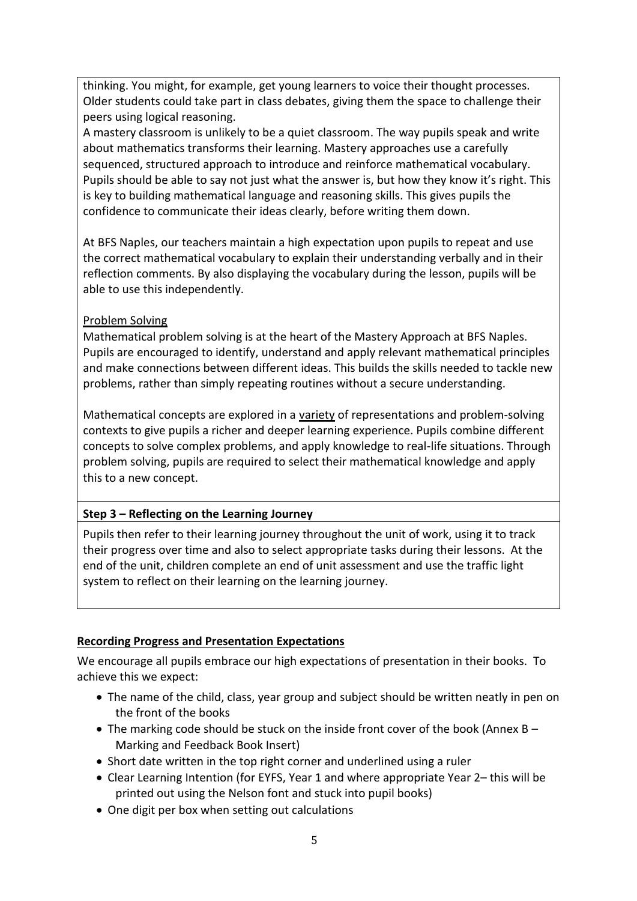thinking. You might, for example, get young learners to voice their thought processes. Older students could take part in class debates, giving them the space to challenge their peers using logical reasoning.

A mastery classroom is unlikely to be a quiet classroom. The way pupils speak and write about mathematics transforms their learning. Mastery approaches use a carefully sequenced, structured approach to introduce and reinforce mathematical vocabulary. Pupils should be able to say not just what the answer is, but how they know it's right. This is key to building mathematical language and reasoning skills. This gives pupils the confidence to communicate their ideas clearly, before writing them down.

At BFS Naples, our teachers maintain a high expectation upon pupils to repeat and use the correct mathematical vocabulary to explain their understanding verbally and in their reflection comments. By also displaying the vocabulary during the lesson, pupils will be able to use this independently.

Problem Solving

Mathematical problem solving is at the heart of the Mastery Approach at BFS Naples. Pupils are encouraged to identify, understand and apply relevant mathematical principles and make connections between different ideas. This builds the skills needed to tackle new problems, rather than simply repeating routines without a secure understanding.

Mathematical concepts are explored in a variety of representations and problem-solving contexts to give pupils a richer and deeper learning experience. Pupils combine different concepts to solve complex problems, and apply knowledge to real-life situations. Through problem solving, pupils are required to select their mathematical knowledge and apply this to a new concept.

**Step 3 – Reflecting on the Learning Journey**

Pupils then refer to their learning journey throughout the unit of work, using it to track their progress over time and also to select appropriate tasks during their lessons. At the end of the unit, children complete an end of unit assessment and use the traffic light system to reflect on their learning on the learning journey.

**Recording Progress and Presentation Expectations**

We encourage all pupils embrace our high expectations of presentation in their books. To achieve this we expect:

- The name of the child, class, year group and subject should be written neatly in pen on the front of the books
- The marking code should be stuck on the inside front cover of the book (Annex B – Marking and Feedback Book Insert)
- Short date written in the top right corner and underlined using a ruler
- Clear Learning Intention (for EYFS, Year 1 and where appropriate Year 2– this will be printed out using the Nelson font and stuck into pupil books)
- One digit per box when setting out calculations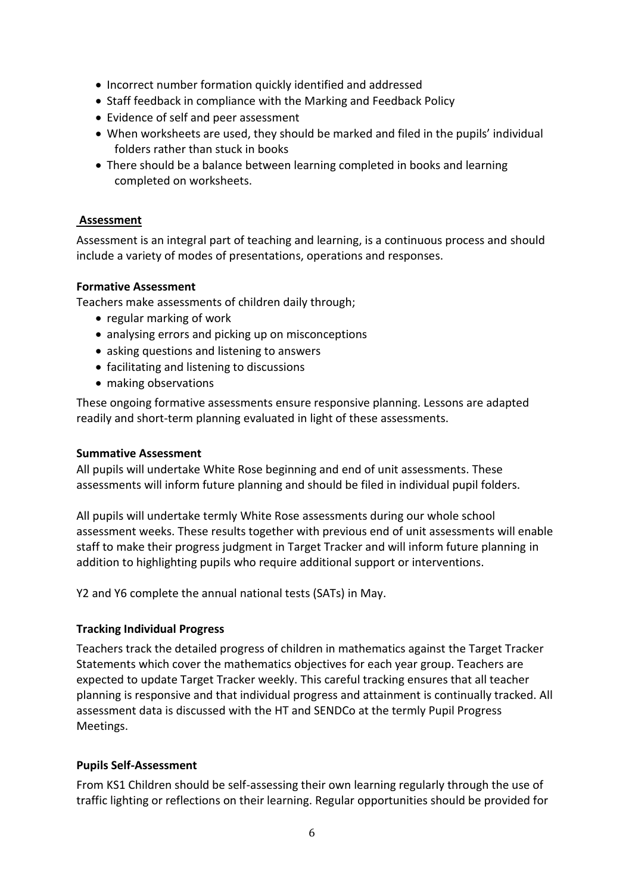- Incorrect number formation quickly identified and addressed
- Staff feedback in compliance with the Marking and Feedback Policy
- Evidence of self and peer assessment
- When worksheets are used, they should be marked and filed in the pupils' individual folders rather than stuck in books
- There should be a balance between learning completed in books and learning completed on worksheets.

## Assessment

Assessment is an integral part of teaching and learning, is a continuous process and should include a variety of modes of presentations, operations and responses.

### Formative Assessment

Teachers make assessments of children daily through;

- regular marking of work
- analysing errors and picking up on misconceptions
- asking questions and listening to answers
- facilitating and listening to discussions
- making observations

These ongoing formative assessments ensure responsive planning. Lessons are adapted readily and short-term planning evaluated in light of these assessments.

### Summative Assessment

All pupils will undertake White Rose beginning and end of unit assessments. These assessments will inform future planning and should be filed in individual pupil folders.

All pupils will undertake termly White Rose assessments during our whole school assessment weeks. These results together with previous end of unit assessments will enable staff to make their progress judgment in Target Tracker and will inform future planning in addition to highlighting pupils who require additional support or interventions.

Y2 and Y6 complete the annual national tests (SATs) in May.

### Tracking Individual Progress

Teachers track the detailed progress of children in mathematics against the Target Tracker Statements which cover the mathematics objectives for each year group. Teachers are expected to update Target Tracker weekly. This careful tracking ensures that all teacher planning is responsive and that individual progress and attainment is continually tracked. All assessment data is discussed with the HT and SENDCo at the termly Pupil Progress Meetings.

### Pupils Self-Assessment

From KS1 Children should be self-assessing their own learning regularly through the use of traffic lighting or reflections on their learning. Regular opportunities should be provided for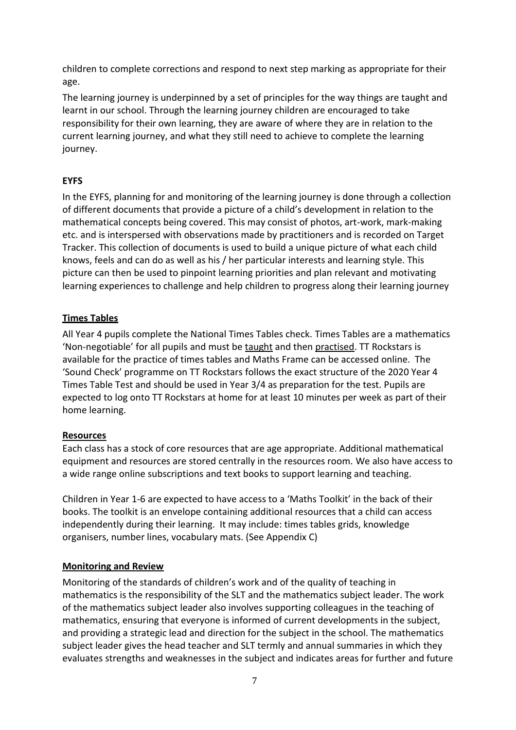children to complete corrections and respond to next step marking as appropriate for their age.

The learning journey is underpinned by a set of principles for the way things are taught and learnt in our school. Through the learning journey children are encouraged to take responsibility for their own learning, they are aware of where they are in relation to the current learning journey, and what they still need to achieve to complete the learning journey.

**EYFS**

In the EYFS, planning for and monitoring of the learning journey is done through a collection of different documents that provide a picture of a child's development in relation to the mathematical concepts being covered. This may consist of photos, art-work, mark-making etc. and is interspersed with observations made by practitioners and is recorded on Target Tracker. This collection of documents is used to build a unique picture of what each child knows, feels and can do as well as his / her particular interests and learning style. This picture can then be used to pinpoint learning priorities and plan relevant and motivating learning experiences to challenge and help children to progress along their learning journey

**Times Tables**

All Year 4 pupils complete the National Times Tables check. Times Tables are a mathematics 'Non-negotiable' for all pupils and must be taught and then practised. TT Rockstars is available for the practice of times tables and Maths Frame can be accessed online. The 'Sound Check' programme on TT Rockstars follows the exact structure of the 2020 Year 4 Times Table Test and should be used in Year 3/4 as preparation for the test. Pupils are expected to log onto TT Rockstars at home for at least 10 minutes per week as part of their home learning.

**Resources**

Each class has a stock of core resources that are age appropriate. Additional mathematical equipment and resources are stored centrally in the resources room. We also have access to a wide range online subscriptions and text books to support learning and teaching.

Children in Year 1-6 are expected to have access to a 'Maths Toolkit' in the back of their books. The toolkit is an envelope containing additional resources that a child can access independently during their learning. It may include: times tables grids, knowledge organisers, number lines, vocabulary mats. (See Appendix C)

**Monitoring and Review**

Monitoring of the standards of children's work and of the quality of teaching in mathematics is the responsibility of the SLT and the mathematics subject leader. The work of the mathematics subject leader also involves supporting colleagues in the teaching of mathematics, ensuring that everyone is informed of current developments in the subject, and providing a strategic lead and direction for the subject in the school. The mathematics subject leader gives the head teacher and SLT termly and annual summaries in which they evaluates strengths and weaknesses in the subject and indicates areas for further and future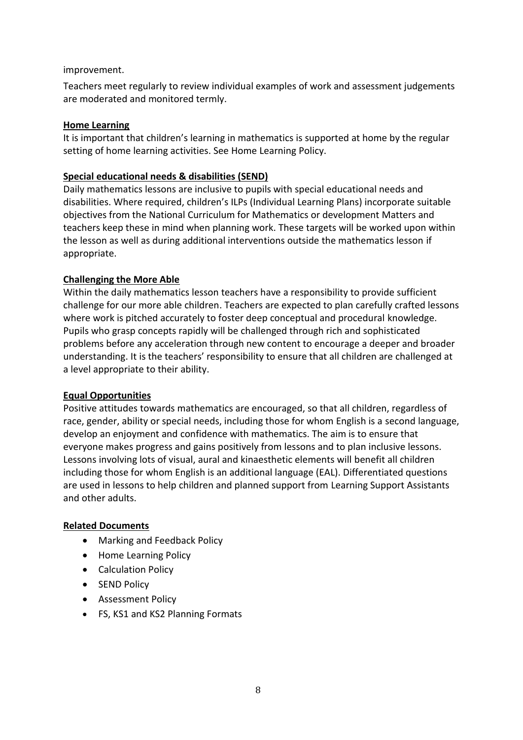improvement.

Teachers meet regularly to review individual examples of work and assessment judgements are moderated and monitored termly.

**Home Learning**

It is important that children's learning in mathematics is supported at home by the regular setting of home learning activities. See Home Learning Policy.

**Special educational needs & disabilities (SEND)**

Daily mathematics lessons are inclusive to pupils with special educational needs and disabilities. Where required, children's ILPs (Individual Learning Plans) incorporate suitable objectives from the National Curriculum for Mathematics or development Matters and teachers keep these in mind when planning work. These targets will be worked upon within the lesson as well as during additional interventions outside the mathematics lesson if appropriate.

**Challenging the More Able**

Within the daily mathematics lesson teachers have a responsibility to provide sufficient challenge for our more able children. Teachers are expected to plan carefully crafted lessons where work is pitched accurately to foster deep conceptual and procedural knowledge. Pupils who grasp concepts rapidly will be challenged through rich and sophisticated problems before any acceleration through new content to encourage a deeper and broader understanding. It is the teachers' responsibility to ensure that all children are challenged at a level appropriate to their ability.

**Equal Opportunities**

Positive attitudes towards mathematics are encouraged, so that all children, regardless of race, gender, ability or special needs, including those for whom English is a second language, develop an enjoyment and confidence with mathematics. The aim is to ensure that everyone makes progress and gains positively from lessons and to plan inclusive lessons. Lessons involving lots of visual, aural and kinaesthetic elements will benefit all children including those for whom English is an additional language (EAL). Differentiated questions are used in lessons to help children and planned support from Learning Support Assistants and other adults.

**Related Documents**

- Marking and Feedback Policy
- Home Learning Policy
- Calculation Policy
- SEND Policy
- Assessment Policy
- FS, KS1 and KS2 Planning Formats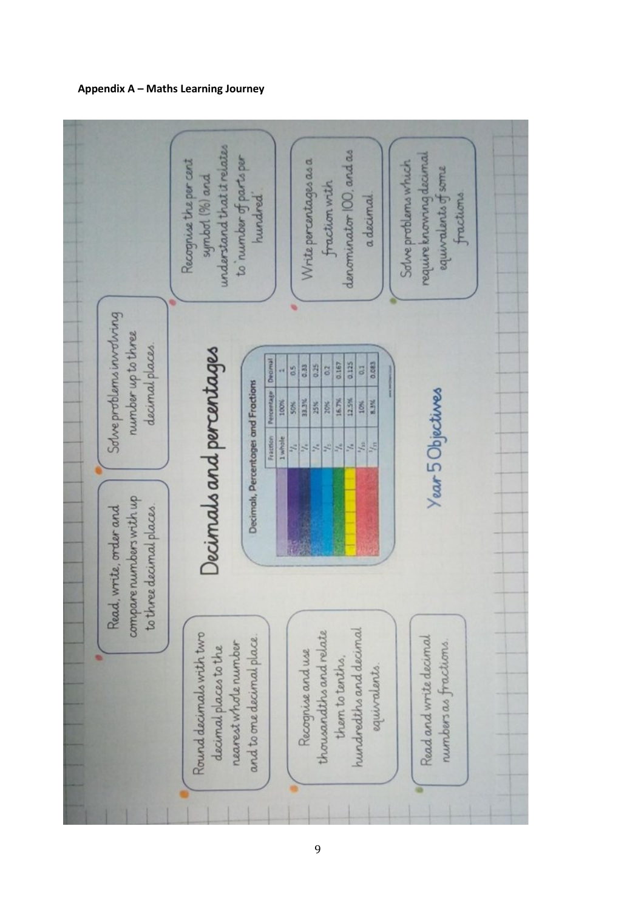**Appendix A – Maths Learning Journey**

# Decimals and percentages

Read, write, order and compare numbers with up to three decimal places.

Solve problems involving number up to three decimal places.

Round decimals with two decimal places to the nearest whole number and to one decimal place.

Recognise and use thousandths and relate them to tenths, hundredths and decimal equivalents.

Read and write decimal numbers as fractions.

Recognise the per cent symbol (%) and understand that it relates to 'number of parts per hundred'.

Write percentages as a fraction with denominator 100, and as a decimal.

Solve problems which require knowing decimal equivalents of some fractions.

**Decimals, Percentages and Fractions**

| Fraction | Percentage | Decimal |
|---|---|---|
| 1 whole | 100% | 1 |
| $1/2$ | 50% | 0.5 |
| $1/3$ | 33.3% | 0.33 |
| $1/4$ | 25% | 0.25 |
| $1/5$ | 20% | 0.2 |
| $1/6$ | 16.7% | 0.167 |
| $1/8$ | 12.5% | 0.125 |
| $1/10$ | 10% | 0.1 |
| $1/12$ | 8.3% | 0.083 |

Year 5 Objectives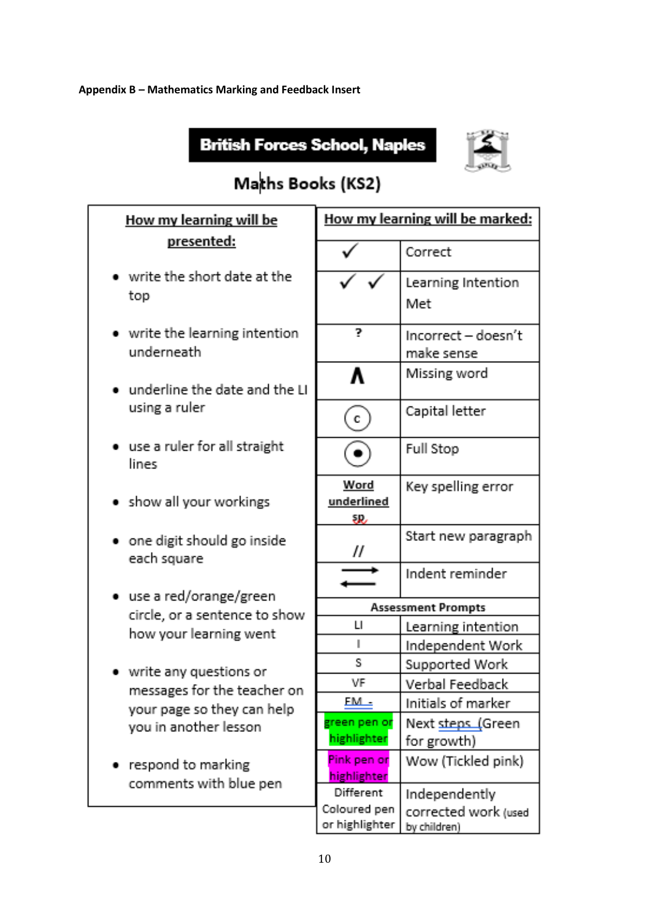**Appendix B – Mathematics Marking and Feedback Insert**

## British Forces School, Naples

### Maths Books (KS2)

**How my learning will be presented:**

- write the short date at the top
- write the learning intention underneath
- underline the date and the LI using a ruler
- use a ruler for all straight lines
- show all your workings
- one digit should go inside each square
- use a red/orange/green circle, or a sentence to show how your learning went
- write any questions or messages for the teacher on your page so they can help you in another lesson
- respond to marking comments with blue pen

**How my learning will be marked:**

| Symbol | Meaning |
|---|---|
| ✓ | Correct |
| ✓ ✓ | Learning Intention Met |
| ? | Incorrect – doesn't make sense |
| ∧ | Missing word |
| Ⓒ | Capital letter |
| ⊙ | Full Stop |
| Word underlined sp | Key spelling error |
| // | Start new paragraph |
| ⇄ | Indent reminder |
| **Assessment Prompts** | |
| LI | Learning intention |
| I | Independent Work |
| S | Supported Work |
| VF | Verbal Feedback |
| EM - | Initials of marker |
| green pen or highlighter | Next steps (Green for growth) |
| Pink pen or highlighter | Wow (Tickled pink) |
| Different Coloured pen or highlighter | Independently corrected work (used by children) |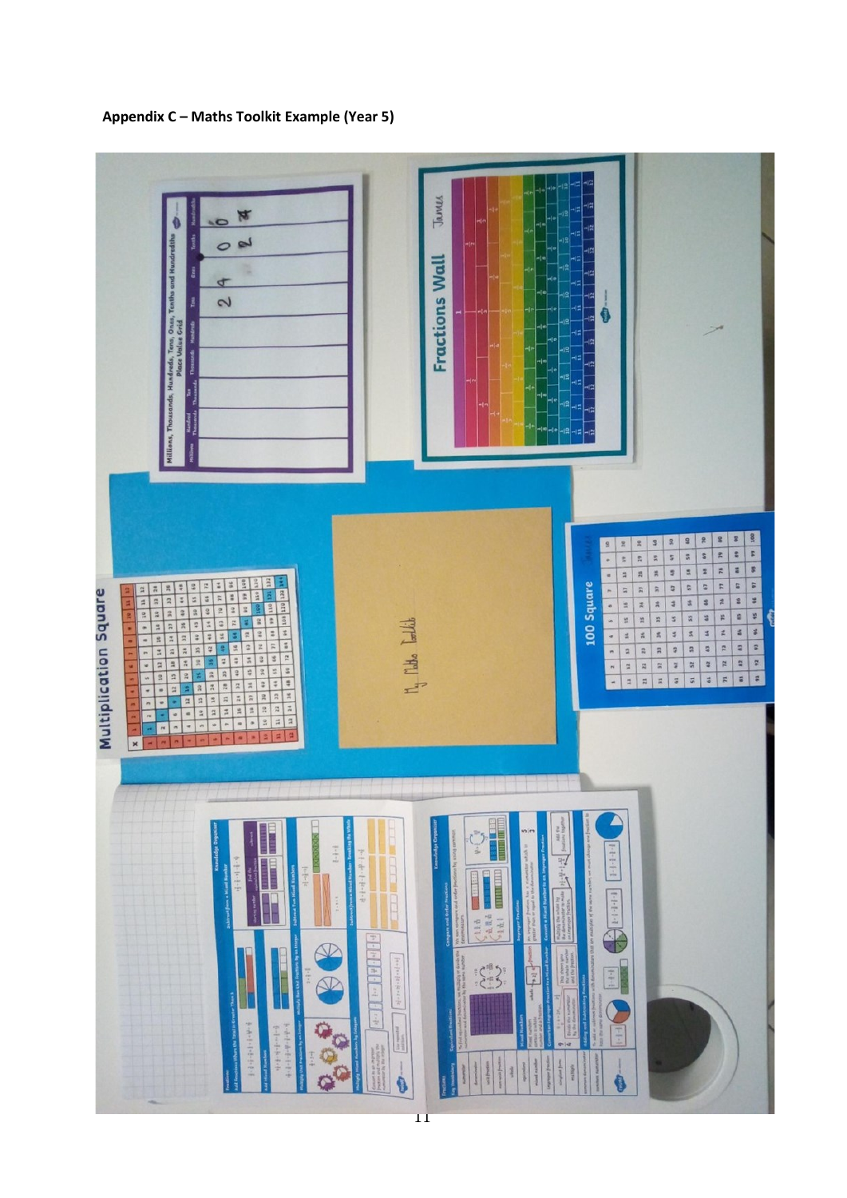**Appendix C – Maths Toolkit Example (Year 5)**